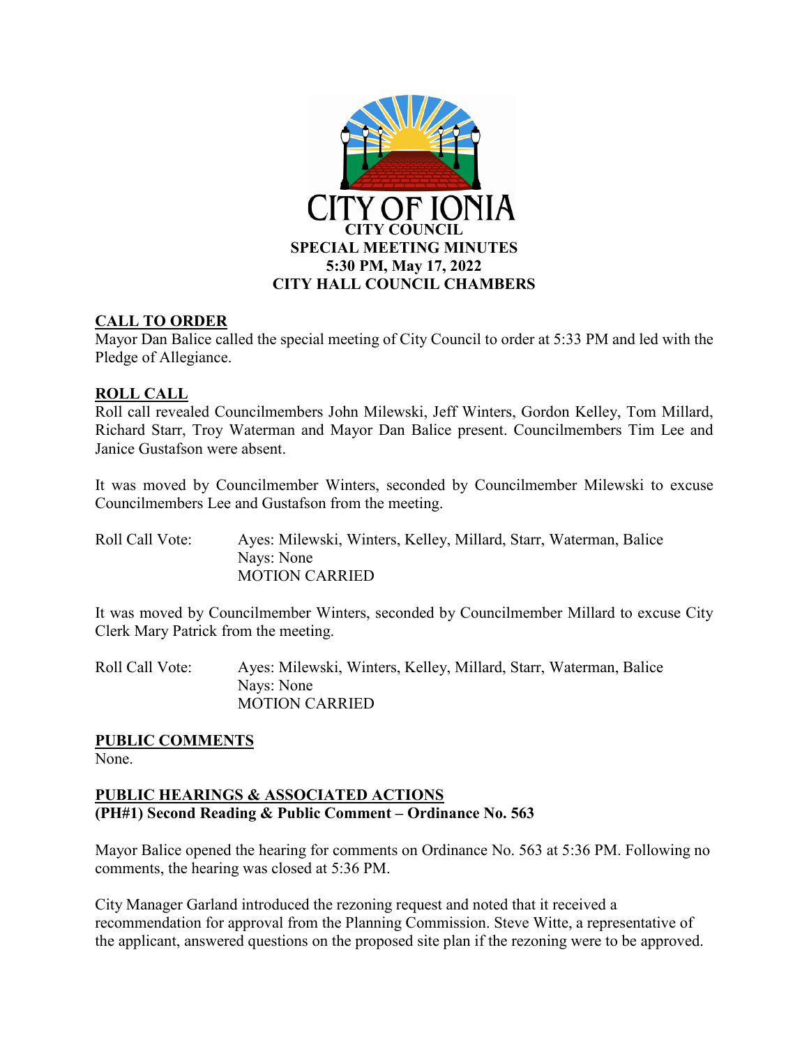CITY OF IONIA

**CITY COUNCIL**
**SPECIAL MEETING MINUTES**
**5:30 PM, May 17, 2022**
**CITY HALL COUNCIL CHAMBERS**

## CALL TO ORDER

Mayor Dan Balice called the special meeting of City Council to order at 5:33 PM and led with the Pledge of Allegiance.

## ROLL CALL

Roll call revealed Councilmembers John Milewski, Jeff Winters, Gordon Kelley, Tom Millard, Richard Starr, Troy Waterman and Mayor Dan Balice present. Councilmembers Tim Lee and Janice Gustafson were absent.

It was moved by Councilmember Winters, seconded by Councilmember Milewski to excuse Councilmembers Lee and Gustafson from the meeting.

Roll Call Vote: Ayes: Milewski, Winters, Kelley, Millard, Starr, Waterman, Balice
Nays: None
MOTION CARRIED

It was moved by Councilmember Winters, seconded by Councilmember Millard to excuse City Clerk Mary Patrick from the meeting.

Roll Call Vote: Ayes: Milewski, Winters, Kelley, Millard, Starr, Waterman, Balice
Nays: None
MOTION CARRIED

## PUBLIC COMMENTS

None.

## PUBLIC HEARINGS & ASSOCIATED ACTIONS

**(PH#1) Second Reading & Public Comment – Ordinance No. 563**

Mayor Balice opened the hearing for comments on Ordinance No. 563 at 5:36 PM. Following no comments, the hearing was closed at 5:36 PM.

City Manager Garland introduced the rezoning request and noted that it received a recommendation for approval from the Planning Commission. Steve Witte, a representative of the applicant, answered questions on the proposed site plan if the rezoning were to be approved.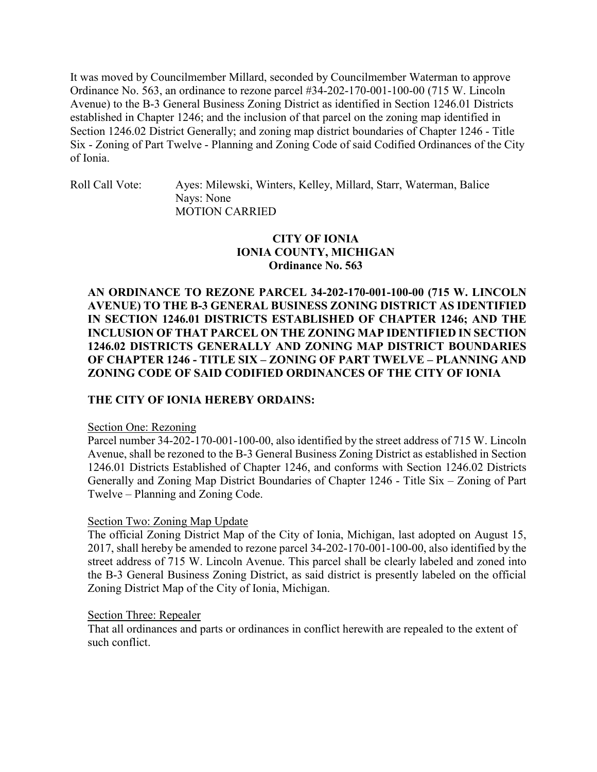It was moved by Councilmember Millard, seconded by Councilmember Waterman to approve Ordinance No. 563, an ordinance to rezone parcel #34-202-170-001-100-00 (715 W. Lincoln Avenue) to the B-3 General Business Zoning District as identified in Section 1246.01 Districts established in Chapter 1246; and the inclusion of that parcel on the zoning map identified in Section 1246.02 District Generally; and zoning map district boundaries of Chapter 1246 - Title Six - Zoning of Part Twelve - Planning and Zoning Code of said Codified Ordinances of the City of Ionia.

Roll Call Vote: Ayes: Milewski, Winters, Kelley, Millard, Starr, Waterman, Balice
Nays: None
MOTION CARRIED

**CITY OF IONIA**
**IONIA COUNTY, MICHIGAN**
**Ordinance No. 563**

**AN ORDINANCE TO REZONE PARCEL 34-202-170-001-100-00 (715 W. LINCOLN AVENUE) TO THE B-3 GENERAL BUSINESS ZONING DISTRICT AS IDENTIFIED IN SECTION 1246.01 DISTRICTS ESTABLISHED OF CHAPTER 1246; AND THE INCLUSION OF THAT PARCEL ON THE ZONING MAP IDENTIFIED IN SECTION 1246.02 DISTRICTS GENERALLY AND ZONING MAP DISTRICT BOUNDARIES OF CHAPTER 1246 - TITLE SIX – ZONING OF PART TWELVE – PLANNING AND ZONING CODE OF SAID CODIFIED ORDINANCES OF THE CITY OF IONIA**

**THE CITY OF IONIA HEREBY ORDAINS:**

Section One: Rezoning
Parcel number 34-202-170-001-100-00, also identified by the street address of 715 W. Lincoln Avenue, shall be rezoned to the B-3 General Business Zoning District as established in Section 1246.01 Districts Established of Chapter 1246, and conforms with Section 1246.02 Districts Generally and Zoning Map District Boundaries of Chapter 1246 - Title Six – Zoning of Part Twelve – Planning and Zoning Code.

Section Two: Zoning Map Update
The official Zoning District Map of the City of Ionia, Michigan, last adopted on August 15, 2017, shall hereby be amended to rezone parcel 34-202-170-001-100-00, also identified by the street address of 715 W. Lincoln Avenue. This parcel shall be clearly labeled and zoned into the B-3 General Business Zoning District, as said district is presently labeled on the official Zoning District Map of the City of Ionia, Michigan.

Section Three: Repealer
That all ordinances and parts or ordinances in conflict herewith are repealed to the extent of such conflict.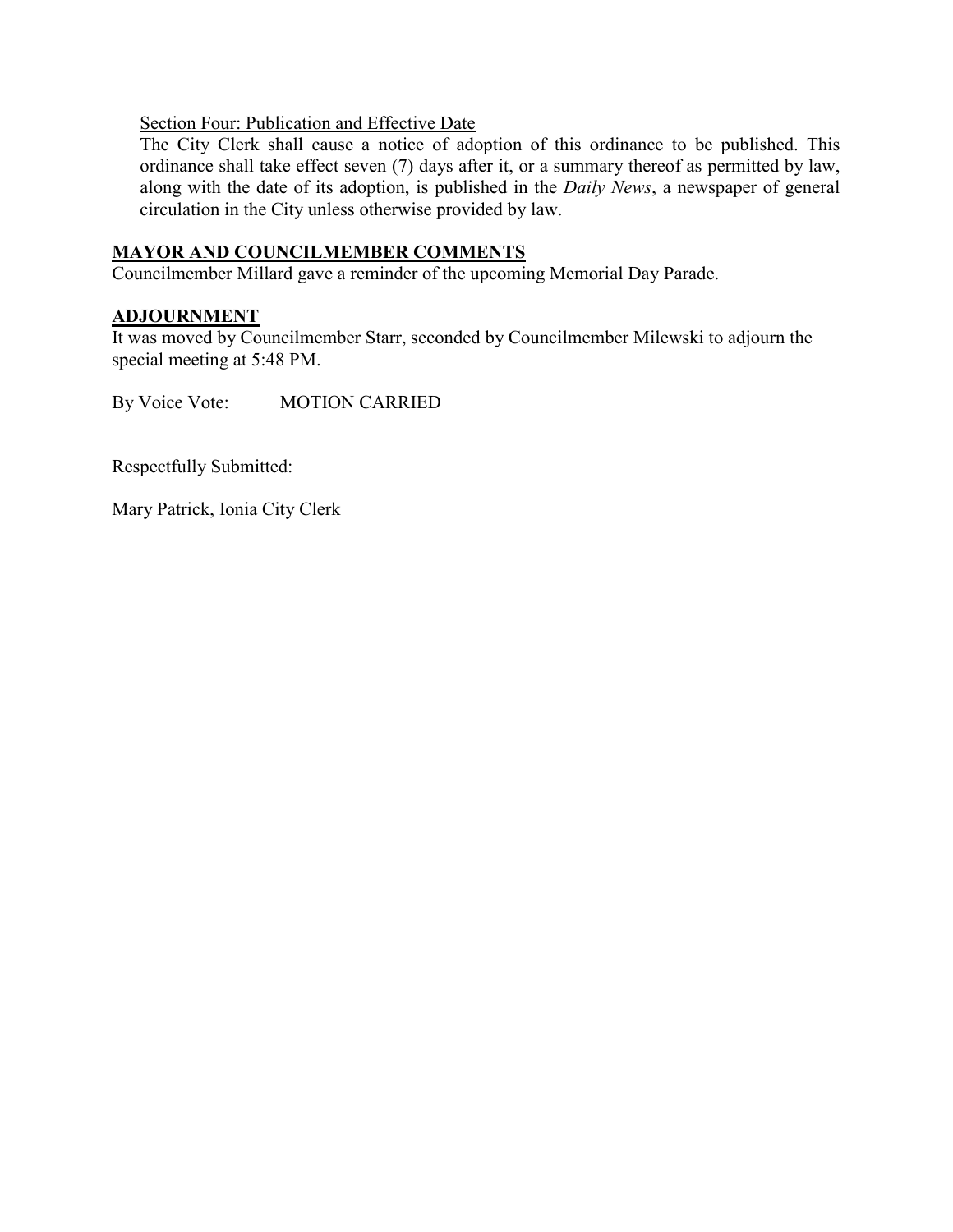Section Four: Publication and Effective Date

The City Clerk shall cause a notice of adoption of this ordinance to be published. This ordinance shall take effect seven (7) days after it, or a summary thereof as permitted by law, along with the date of its adoption, is published in the *Daily News*, a newspaper of general circulation in the City unless otherwise provided by law.

## MAYOR AND COUNCILMEMBER COMMENTS

Councilmember Millard gave a reminder of the upcoming Memorial Day Parade.

## ADJOURNMENT

It was moved by Councilmember Starr, seconded by Councilmember Milewski to adjourn the special meeting at 5:48 PM.

By Voice Vote: MOTION CARRIED

Respectfully Submitted:

Mary Patrick, Ionia City Clerk